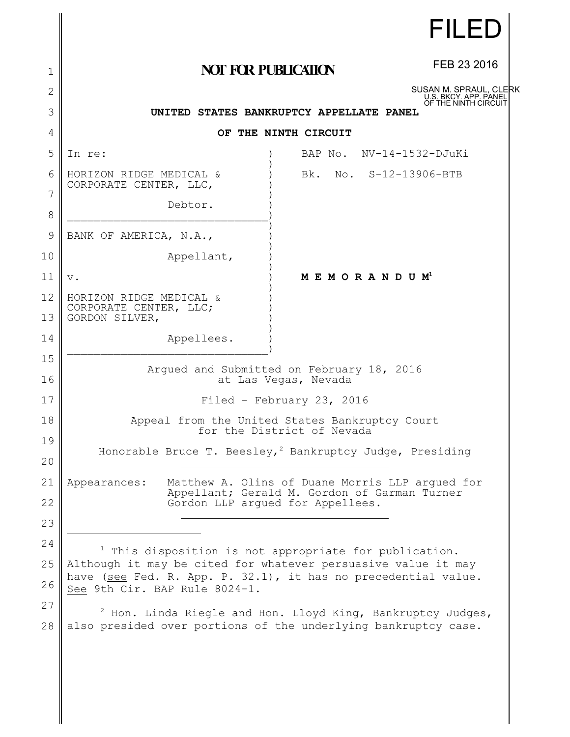FILED

FEB 23 2016

SUSAN M. SPRAUL, CLERK
U.S. BKCY. APP. PANEL
OF THE NINTH CIRCUIT

**NOT FOR PUBLICATION**

**UNITED STATES BANKRUPTCY APPELLATE PANEL**

**OF THE NINTH CIRCUIT**

| | |
|---|---|
| In re: | BAP No. NV-14-1532-DJuKi |
| HORIZON RIDGE MEDICAL & CORPORATE CENTER, LLC, | Bk. No. S-12-13906-BTB |
| Debtor. | |
| BANK OF AMERICA, N.A., | |
| Appellant, | |
| v. | **M E M O R A N D U M**[1] |
| HORIZON RIDGE MEDICAL & CORPORATE CENTER, LLC; GORDON SILVER, | |
| Appellees. | |

Argued and Submitted on February 18, 2016
at Las Vegas, Nevada

Filed - February 23, 2016

Appeal from the United States Bankruptcy Court
for the District of Nevada

Honorable Bruce T. Beesley,[2] Bankruptcy Judge, Presiding

---

Appearances: Matthew A. Olins of Duane Morris LLP argued for Appellant; Gerald M. Gordon of Garman Turner Gordon LLP argued for Appellees.

---

[1] This disposition is not appropriate for publication. Although it may be cited for whatever persuasive value it may have (see Fed. R. App. P. 32.1), it has no precedential value. See 9th Cir. BAP Rule 8024-1.

[2] Hon. Linda Riegle and Hon. Lloyd King, Bankruptcy Judges, also presided over portions of the underlying bankruptcy case.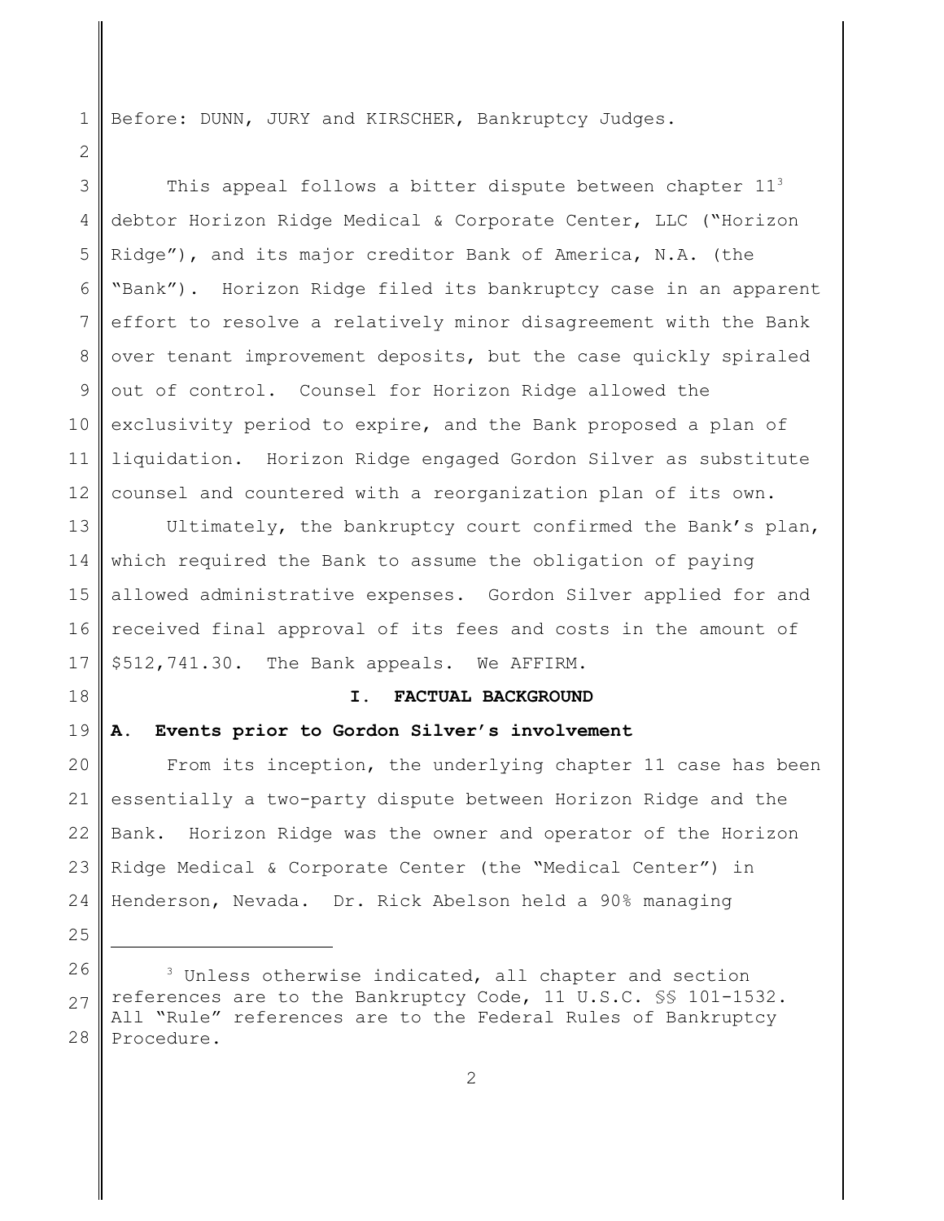Before: DUNN, JURY and KIRSCHER, Bankruptcy Judges.

This appeal follows a bitter dispute between chapter 11[3] debtor Horizon Ridge Medical & Corporate Center, LLC ("Horizon Ridge"), and its major creditor Bank of America, N.A. (the "Bank"). Horizon Ridge filed its bankruptcy case in an apparent effort to resolve a relatively minor disagreement with the Bank over tenant improvement deposits, but the case quickly spiraled out of control. Counsel for Horizon Ridge allowed the exclusivity period to expire, and the Bank proposed a plan of liquidation. Horizon Ridge engaged Gordon Silver as substitute counsel and countered with a reorganization plan of its own.

Ultimately, the bankruptcy court confirmed the Bank's plan, which required the Bank to assume the obligation of paying allowed administrative expenses. Gordon Silver applied for and received final approval of its fees and costs in the amount of $512,741.30. The Bank appeals. We AFFIRM.

## I. FACTUAL BACKGROUND

### A. Events prior to Gordon Silver's involvement

From its inception, the underlying chapter 11 case has been essentially a two-party dispute between Horizon Ridge and the Bank. Horizon Ridge was the owner and operator of the Horizon Ridge Medical & Corporate Center (the "Medical Center") in Henderson, Nevada. Dr. Rick Abelson held a 90% managing

---

[3] Unless otherwise indicated, all chapter and section references are to the Bankruptcy Code, 11 U.S.C. §§ 101-1532. All "Rule" references are to the Federal Rules of Bankruptcy Procedure.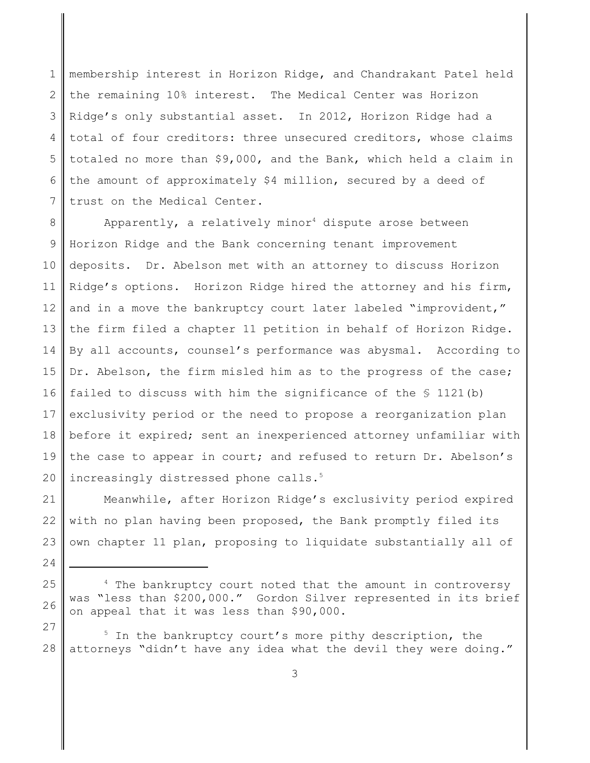membership interest in Horizon Ridge, and Chandrakant Patel held the remaining 10% interest. The Medical Center was Horizon Ridge's only substantial asset. In 2012, Horizon Ridge had a total of four creditors: three unsecured creditors, whose claims totaled no more than $9,000, and the Bank, which held a claim in the amount of approximately $4 million, secured by a deed of trust on the Medical Center.

Apparently, a relatively minor[4] dispute arose between Horizon Ridge and the Bank concerning tenant improvement deposits. Dr. Abelson met with an attorney to discuss Horizon Ridge's options. Horizon Ridge hired the attorney and his firm, and in a move the bankruptcy court later labeled "improvident," the firm filed a chapter 11 petition in behalf of Horizon Ridge. By all accounts, counsel's performance was abysmal. According to Dr. Abelson, the firm misled him as to the progress of the case; failed to discuss with him the significance of the § 1121(b) exclusivity period or the need to propose a reorganization plan before it expired; sent an inexperienced attorney unfamiliar with the case to appear in court; and refused to return Dr. Abelson's increasingly distressed phone calls.[5]

Meanwhile, after Horizon Ridge's exclusivity period expired with no plan having been proposed, the Bank promptly filed its own chapter 11 plan, proposing to liquidate substantially all of

---

[4] The bankruptcy court noted that the amount in controversy was "less than $200,000." Gordon Silver represented in its brief on appeal that it was less than $90,000.

[5] In the bankruptcy court's more pithy description, the attorneys "didn't have any idea what the devil they were doing."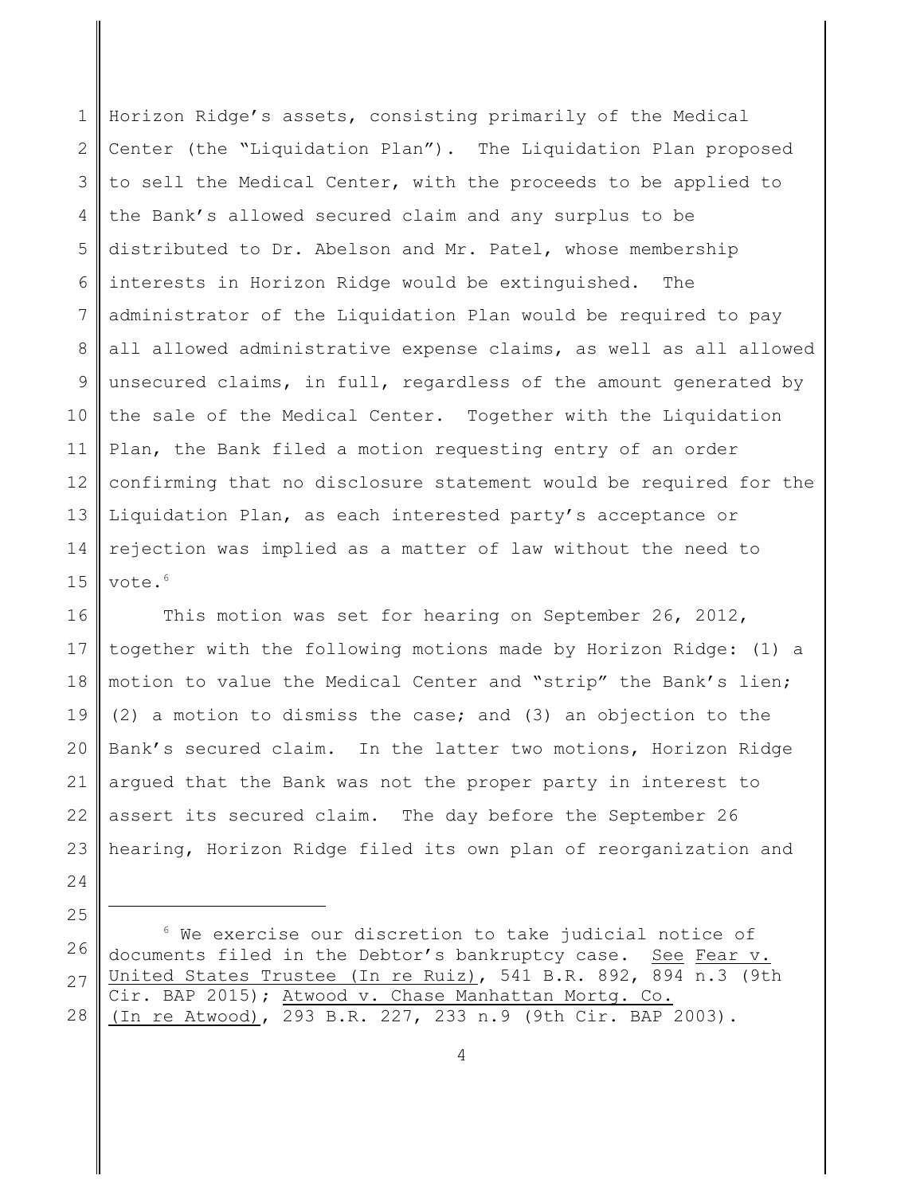Horizon Ridge's assets, consisting primarily of the Medical Center (the "Liquidation Plan"). The Liquidation Plan proposed to sell the Medical Center, with the proceeds to be applied to the Bank's allowed secured claim and any surplus to be distributed to Dr. Abelson and Mr. Patel, whose membership interests in Horizon Ridge would be extinguished. The administrator of the Liquidation Plan would be required to pay all allowed administrative expense claims, as well as all allowed unsecured claims, in full, regardless of the amount generated by the sale of the Medical Center. Together with the Liquidation Plan, the Bank filed a motion requesting entry of an order confirming that no disclosure statement would be required for the Liquidation Plan, as each interested party's acceptance or rejection was implied as a matter of law without the need to vote.[6]

This motion was set for hearing on September 26, 2012, together with the following motions made by Horizon Ridge: (1) a motion to value the Medical Center and "strip" the Bank's lien; (2) a motion to dismiss the case; and (3) an objection to the Bank's secured claim. In the latter two motions, Horizon Ridge argued that the Bank was not the proper party in interest to assert its secured claim. The day before the September 26 hearing, Horizon Ridge filed its own plan of reorganization and

---

[6] We exercise our discretion to take judicial notice of documents filed in the Debtor's bankruptcy case. See Fear v. United States Trustee (In re Ruiz), 541 B.R. 892, 894 n.3 (9th Cir. BAP 2015); Atwood v. Chase Manhattan Mortg. Co. (In re Atwood), 293 B.R. 227, 233 n.9 (9th Cir. BAP 2003).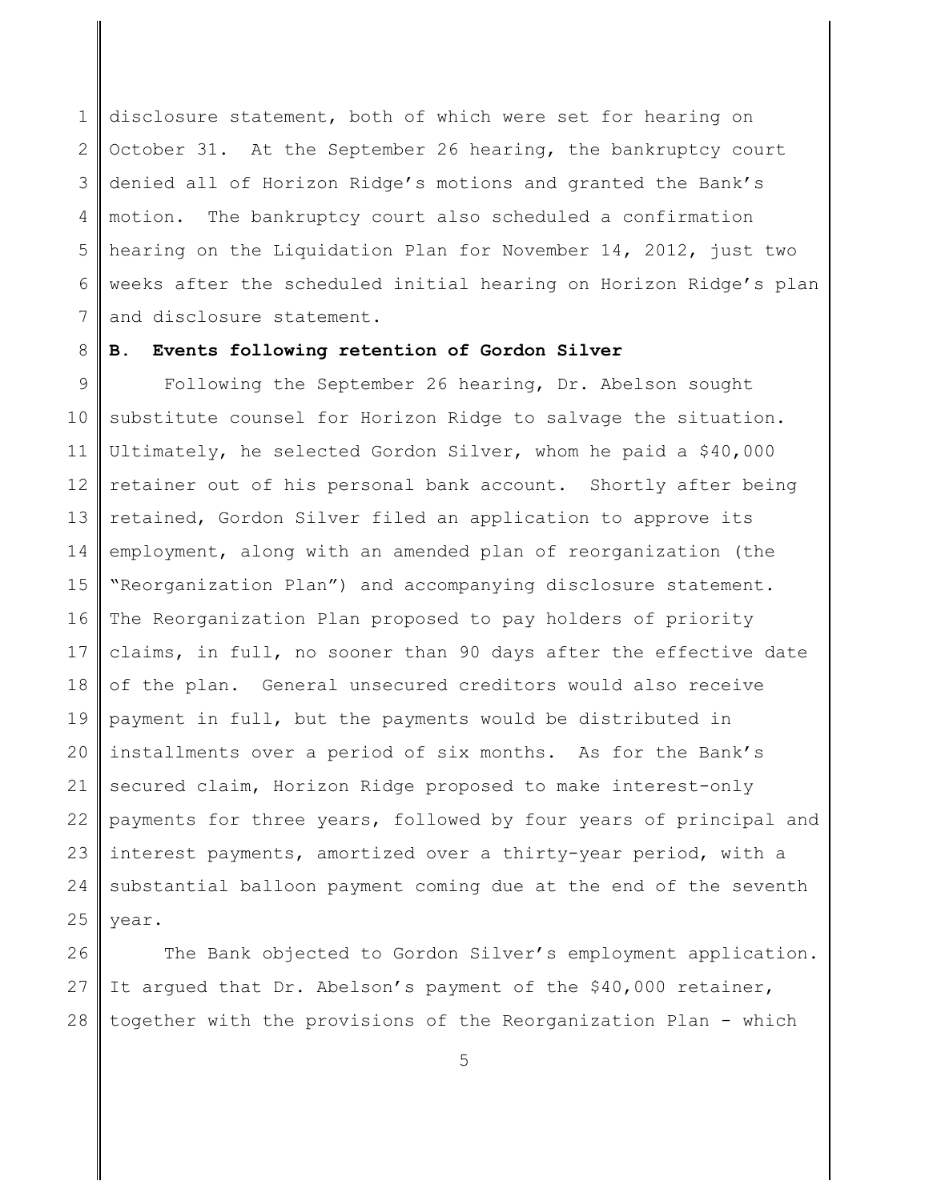disclosure statement, both of which were set for hearing on October 31. At the September 26 hearing, the bankruptcy court denied all of Horizon Ridge's motions and granted the Bank's motion. The bankruptcy court also scheduled a confirmation hearing on the Liquidation Plan for November 14, 2012, just two weeks after the scheduled initial hearing on Horizon Ridge's plan and disclosure statement.

**B. Events following retention of Gordon Silver**

Following the September 26 hearing, Dr. Abelson sought substitute counsel for Horizon Ridge to salvage the situation. Ultimately, he selected Gordon Silver, whom he paid a $40,000 retainer out of his personal bank account. Shortly after being retained, Gordon Silver filed an application to approve its employment, along with an amended plan of reorganization (the "Reorganization Plan") and accompanying disclosure statement. The Reorganization Plan proposed to pay holders of priority claims, in full, no sooner than 90 days after the effective date of the plan. General unsecured creditors would also receive payment in full, but the payments would be distributed in installments over a period of six months. As for the Bank's secured claim, Horizon Ridge proposed to make interest-only payments for three years, followed by four years of principal and interest payments, amortized over a thirty-year period, with a substantial balloon payment coming due at the end of the seventh year.

The Bank objected to Gordon Silver's employment application. It argued that Dr. Abelson's payment of the $40,000 retainer, together with the provisions of the Reorganization Plan - which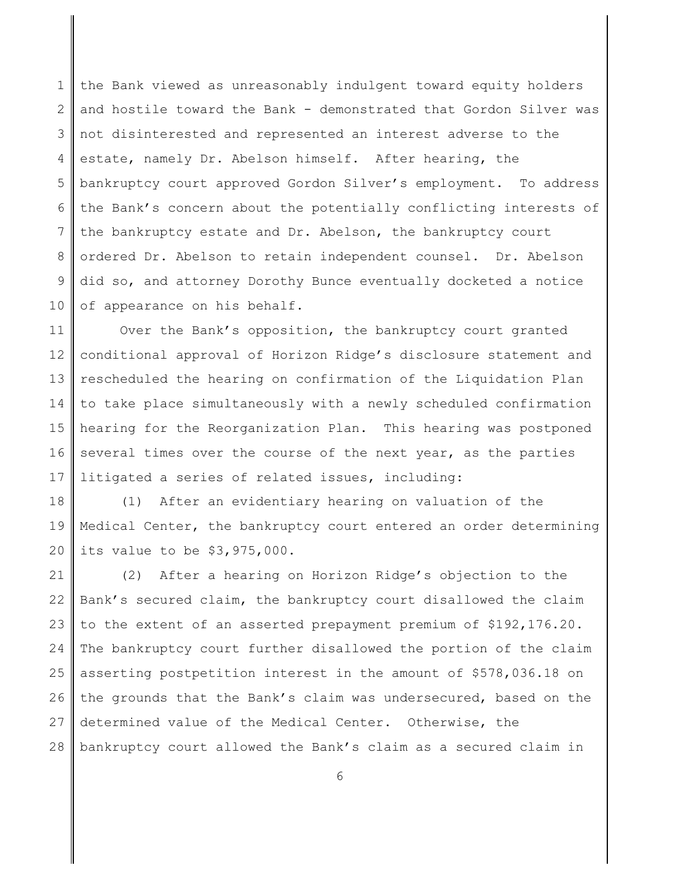the Bank viewed as unreasonably indulgent toward equity holders and hostile toward the Bank - demonstrated that Gordon Silver was not disinterested and represented an interest adverse to the estate, namely Dr. Abelson himself. After hearing, the bankruptcy court approved Gordon Silver's employment. To address the Bank's concern about the potentially conflicting interests of the bankruptcy estate and Dr. Abelson, the bankruptcy court ordered Dr. Abelson to retain independent counsel. Dr. Abelson did so, and attorney Dorothy Bunce eventually docketed a notice of appearance on his behalf.

Over the Bank's opposition, the bankruptcy court granted conditional approval of Horizon Ridge's disclosure statement and rescheduled the hearing on confirmation of the Liquidation Plan to take place simultaneously with a newly scheduled confirmation hearing for the Reorganization Plan. This hearing was postponed several times over the course of the next year, as the parties litigated a series of related issues, including:

(1) After an evidentiary hearing on valuation of the Medical Center, the bankruptcy court entered an order determining its value to be $3,975,000.

(2) After a hearing on Horizon Ridge's objection to the Bank's secured claim, the bankruptcy court disallowed the claim to the extent of an asserted prepayment premium of $192,176.20. The bankruptcy court further disallowed the portion of the claim asserting postpetition interest in the amount of $578,036.18 on the grounds that the Bank's claim was undersecured, based on the determined value of the Medical Center. Otherwise, the bankruptcy court allowed the Bank's claim as a secured claim in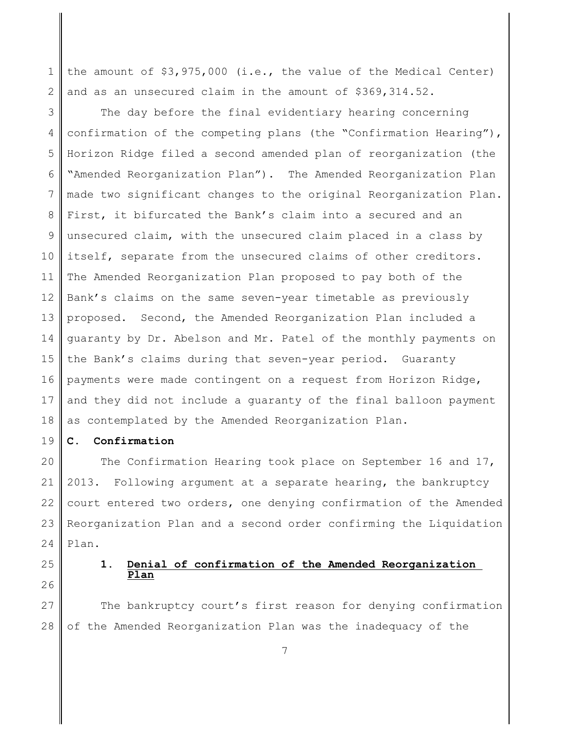the amount of $3,975,000 (i.e., the value of the Medical Center) and as an unsecured claim in the amount of $369,314.52.

The day before the final evidentiary hearing concerning confirmation of the competing plans (the "Confirmation Hearing"), Horizon Ridge filed a second amended plan of reorganization (the "Amended Reorganization Plan"). The Amended Reorganization Plan made two significant changes to the original Reorganization Plan. First, it bifurcated the Bank's claim into a secured and an unsecured claim, with the unsecured claim placed in a class by itself, separate from the unsecured claims of other creditors. The Amended Reorganization Plan proposed to pay both of the Bank's claims on the same seven-year timetable as previously proposed. Second, the Amended Reorganization Plan included a guaranty by Dr. Abelson and Mr. Patel of the monthly payments on the Bank's claims during that seven-year period. Guaranty payments were made contingent on a request from Horizon Ridge, and they did not include a guaranty of the final balloon payment as contemplated by the Amended Reorganization Plan.

### C. Confirmation

The Confirmation Hearing took place on September 16 and 17, 2013. Following argument at a separate hearing, the bankruptcy court entered two orders, one denying confirmation of the Amended Reorganization Plan and a second order confirming the Liquidation Plan.

#### 1. Denial of confirmation of the Amended Reorganization Plan

The bankruptcy court's first reason for denying confirmation of the Amended Reorganization Plan was the inadequacy of the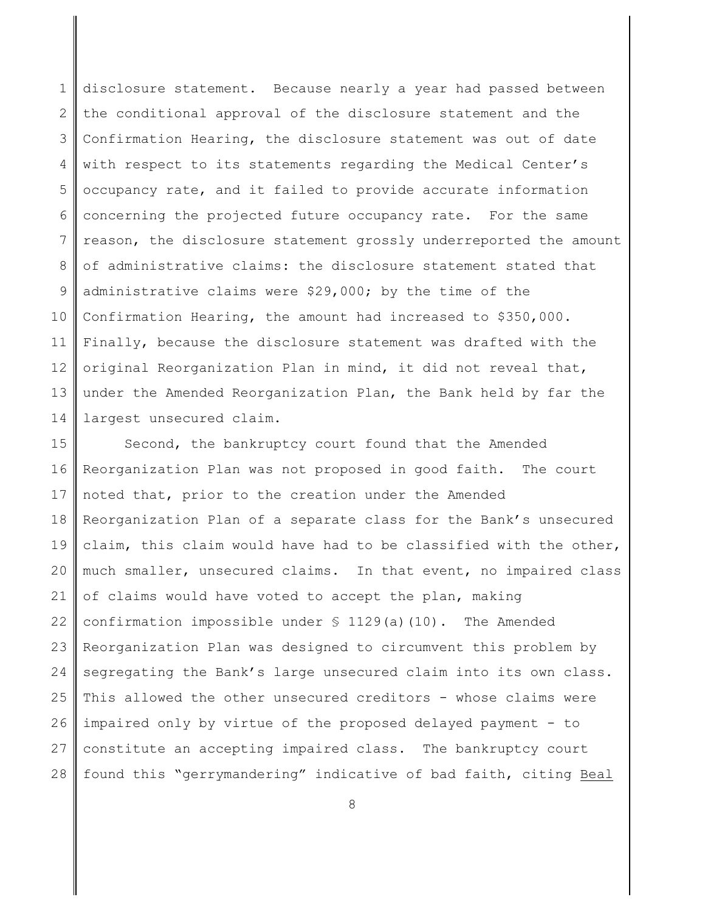disclosure statement. Because nearly a year had passed between the conditional approval of the disclosure statement and the Confirmation Hearing, the disclosure statement was out of date with respect to its statements regarding the Medical Center's occupancy rate, and it failed to provide accurate information concerning the projected future occupancy rate. For the same reason, the disclosure statement grossly underreported the amount of administrative claims: the disclosure statement stated that administrative claims were $29,000; by the time of the Confirmation Hearing, the amount had increased to $350,000. Finally, because the disclosure statement was drafted with the original Reorganization Plan in mind, it did not reveal that, under the Amended Reorganization Plan, the Bank held by far the largest unsecured claim.

Second, the bankruptcy court found that the Amended Reorganization Plan was not proposed in good faith. The court noted that, prior to the creation under the Amended Reorganization Plan of a separate class for the Bank's unsecured claim, this claim would have had to be classified with the other, much smaller, unsecured claims. In that event, no impaired class of claims would have voted to accept the plan, making confirmation impossible under § 1129(a)(10). The Amended Reorganization Plan was designed to circumvent this problem by segregating the Bank's large unsecured claim into its own class. This allowed the other unsecured creditors - whose claims were impaired only by virtue of the proposed delayed payment - to constitute an accepting impaired class. The bankruptcy court found this "gerrymandering" indicative of bad faith, citing <u>Beal</u>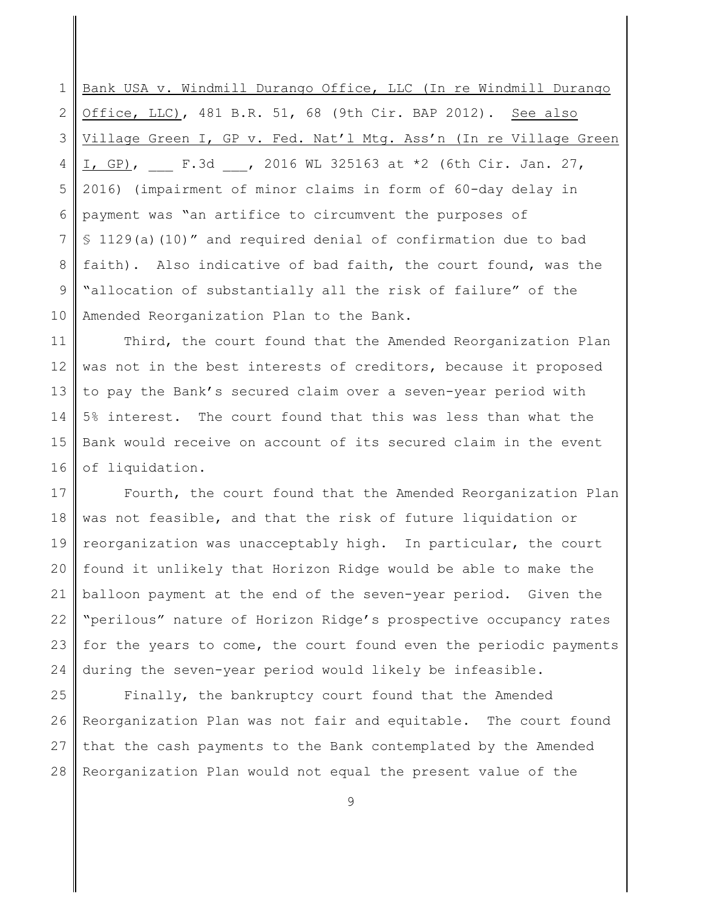Bank USA v. Windmill Durango Office, LLC (In re Windmill Durango Office, LLC), 481 B.R. 51, 68 (9th Cir. BAP 2012). See also Village Green I, GP v. Fed. Nat'l Mtg. Ass'n (In re Village Green I, GP), ___ F.3d ___, 2016 WL 325163 at *2 (6th Cir. Jan. 27, 2016) (impairment of minor claims in form of 60-day delay in payment was "an artifice to circumvent the purposes of § 1129(a)(10)" and required denial of confirmation due to bad faith). Also indicative of bad faith, the court found, was the "allocation of substantially all the risk of failure" of the Amended Reorganization Plan to the Bank.

Third, the court found that the Amended Reorganization Plan was not in the best interests of creditors, because it proposed to pay the Bank's secured claim over a seven-year period with 5% interest. The court found that this was less than what the Bank would receive on account of its secured claim in the event of liquidation.

Fourth, the court found that the Amended Reorganization Plan was not feasible, and that the risk of future liquidation or reorganization was unacceptably high. In particular, the court found it unlikely that Horizon Ridge would be able to make the balloon payment at the end of the seven-year period. Given the "perilous" nature of Horizon Ridge's prospective occupancy rates for the years to come, the court found even the periodic payments during the seven-year period would likely be infeasible.

Finally, the bankruptcy court found that the Amended Reorganization Plan was not fair and equitable. The court found that the cash payments to the Bank contemplated by the Amended Reorganization Plan would not equal the present value of the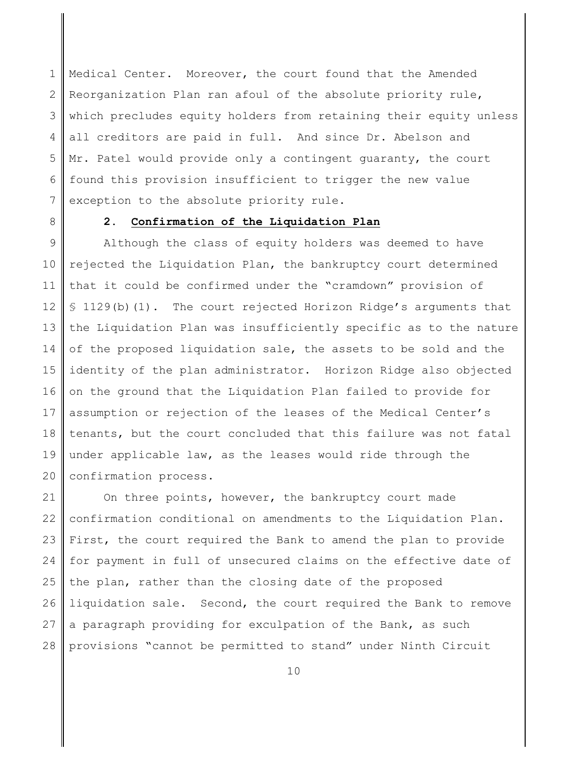Medical Center. Moreover, the court found that the Amended Reorganization Plan ran afoul of the absolute priority rule, which precludes equity holders from retaining their equity unless all creditors are paid in full. And since Dr. Abelson and Mr. Patel would provide only a contingent guaranty, the court found this provision insufficient to trigger the new value exception to the absolute priority rule.

### 2. Confirmation of the Liquidation Plan

Although the class of equity holders was deemed to have rejected the Liquidation Plan, the bankruptcy court determined that it could be confirmed under the "cramdown" provision of § 1129(b)(1). The court rejected Horizon Ridge's arguments that the Liquidation Plan was insufficiently specific as to the nature of the proposed liquidation sale, the assets to be sold and the identity of the plan administrator. Horizon Ridge also objected on the ground that the Liquidation Plan failed to provide for assumption or rejection of the leases of the Medical Center's tenants, but the court concluded that this failure was not fatal under applicable law, as the leases would ride through the confirmation process.

On three points, however, the bankruptcy court made confirmation conditional on amendments to the Liquidation Plan. First, the court required the Bank to amend the plan to provide for payment in full of unsecured claims on the effective date of the plan, rather than the closing date of the proposed liquidation sale. Second, the court required the Bank to remove a paragraph providing for exculpation of the Bank, as such provisions "cannot be permitted to stand" under Ninth Circuit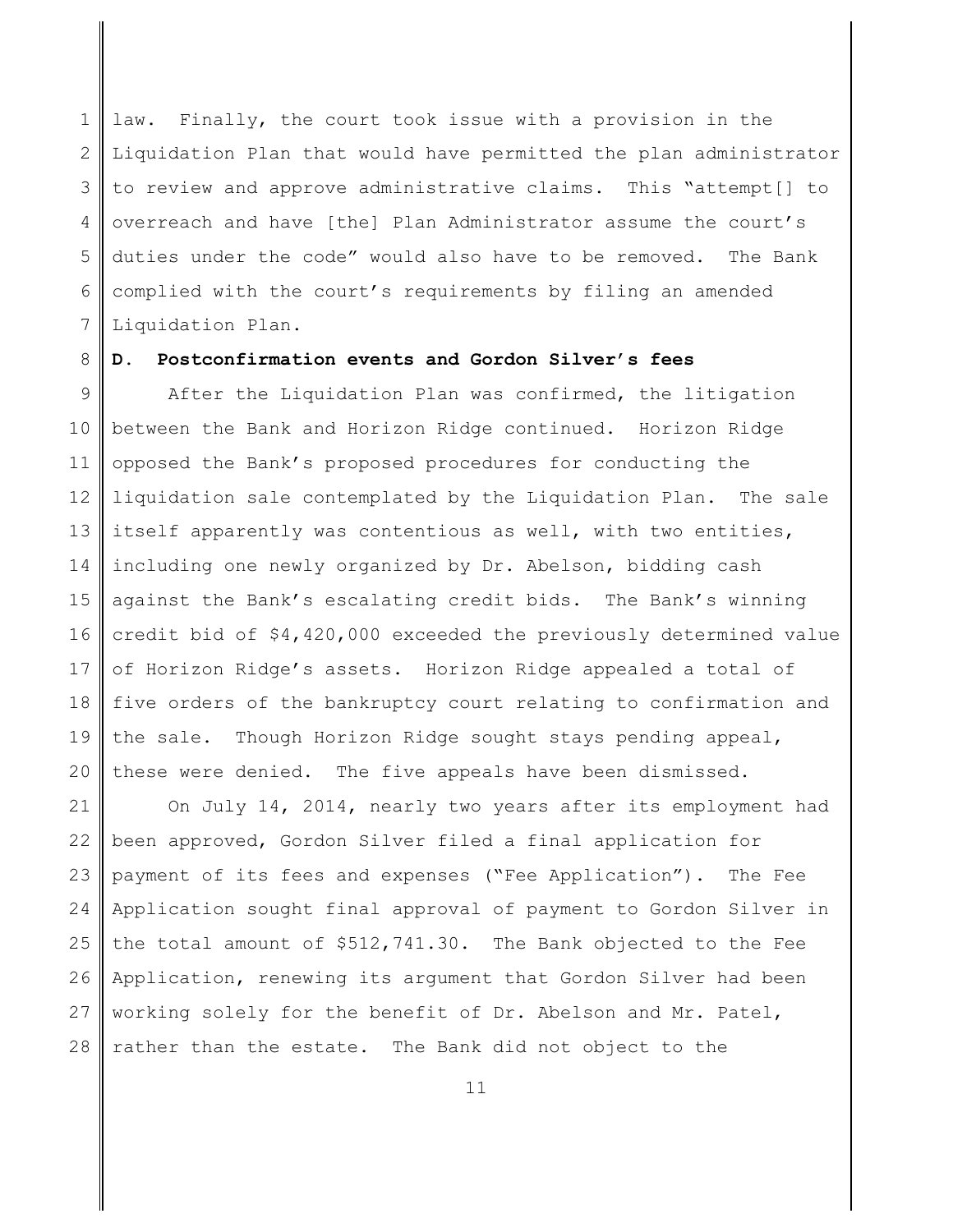law. Finally, the court took issue with a provision in the Liquidation Plan that would have permitted the plan administrator to review and approve administrative claims. This "attempt[] to overreach and have [the] Plan Administrator assume the court's duties under the code" would also have to be removed. The Bank complied with the court's requirements by filing an amended Liquidation Plan.

**D. Postconfirmation events and Gordon Silver's fees**

After the Liquidation Plan was confirmed, the litigation between the Bank and Horizon Ridge continued. Horizon Ridge opposed the Bank's proposed procedures for conducting the liquidation sale contemplated by the Liquidation Plan. The sale itself apparently was contentious as well, with two entities, including one newly organized by Dr. Abelson, bidding cash against the Bank's escalating credit bids. The Bank's winning credit bid of $4,420,000 exceeded the previously determined value of Horizon Ridge's assets. Horizon Ridge appealed a total of five orders of the bankruptcy court relating to confirmation and the sale. Though Horizon Ridge sought stays pending appeal, these were denied. The five appeals have been dismissed.

On July 14, 2014, nearly two years after its employment had been approved, Gordon Silver filed a final application for payment of its fees and expenses ("Fee Application"). The Fee Application sought final approval of payment to Gordon Silver in the total amount of $512,741.30. The Bank objected to the Fee Application, renewing its argument that Gordon Silver had been working solely for the benefit of Dr. Abelson and Mr. Patel, rather than the estate. The Bank did not object to the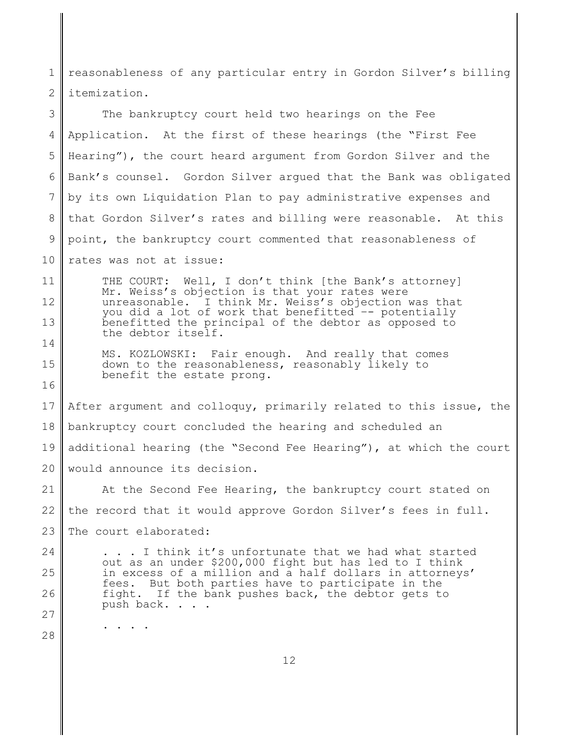reasonableness of any particular entry in Gordon Silver's billing itemization.

The bankruptcy court held two hearings on the Fee Application. At the first of these hearings (the "First Fee Hearing"), the court heard argument from Gordon Silver and the Bank's counsel. Gordon Silver argued that the Bank was obligated by its own Liquidation Plan to pay administrative expenses and that Gordon Silver's rates and billing were reasonable. At this point, the bankruptcy court commented that reasonableness of rates was not at issue:

> THE COURT: Well, I don't think [the Bank's attorney] Mr. Weiss's objection is that your rates were unreasonable. I think Mr. Weiss's objection was that you did a lot of work that benefitted -- potentially benefitted the principal of the debtor as opposed to the debtor itself.
>
> MS. KOZLOWSKI: Fair enough. And really that comes down to the reasonableness, reasonably likely to benefit the estate prong.

After argument and colloquy, primarily related to this issue, the bankruptcy court concluded the hearing and scheduled an additional hearing (the "Second Fee Hearing"), at which the court would announce its decision.

At the Second Fee Hearing, the bankruptcy court stated on the record that it would approve Gordon Silver's fees in full. The court elaborated:

> . . . I think it's unfortunate that we had what started out as an under $200,000 fight but has led to I think in excess of a million and a half dollars in attorneys' fees. But both parties have to participate in the fight. If the bank pushes back, the debtor gets to push back. . . .
>
> . . . .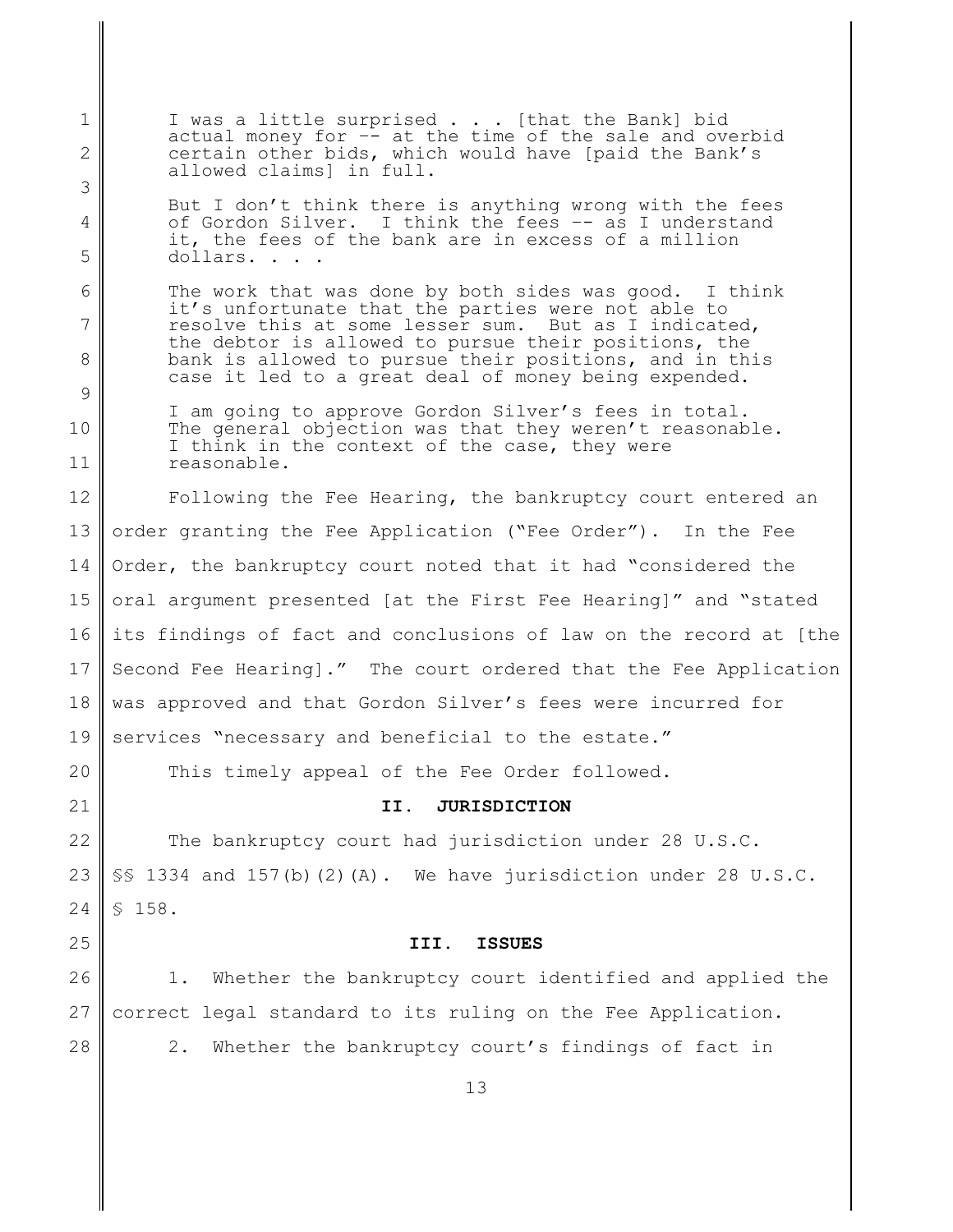> I was a little surprised . . . [that the Bank] bid actual money for –- at the time of the sale and overbid certain other bids, which would have [paid the Bank's allowed claims] in full.
>
> But I don't think there is anything wrong with the fees of Gordon Silver. I think the fees -- as I understand it, the fees of the bank are in excess of a million dollars. . . .
>
> The work that was done by both sides was good. I think it's unfortunate that the parties were not able to resolve this at some lesser sum. But as I indicated, the debtor is allowed to pursue their positions, the bank is allowed to pursue their positions, and in this case it led to a great deal of money being expended.
>
> I am going to approve Gordon Silver's fees in total. The general objection was that they weren't reasonable. I think in the context of the case, they were reasonable.

Following the Fee Hearing, the bankruptcy court entered an order granting the Fee Application ("Fee Order"). In the Fee Order, the bankruptcy court noted that it had "considered the oral argument presented [at the First Fee Hearing]" and "stated its findings of fact and conclusions of law on the record at [the Second Fee Hearing]." The court ordered that the Fee Application was approved and that Gordon Silver's fees were incurred for services "necessary and beneficial to the estate."

This timely appeal of the Fee Order followed.

## II. JURISDICTION

The bankruptcy court had jurisdiction under 28 U.S.C. §§ 1334 and 157(b)(2)(A). We have jurisdiction under 28 U.S.C. § 158.

## III. ISSUES

1. Whether the bankruptcy court identified and applied the correct legal standard to its ruling on the Fee Application.

2. Whether the bankruptcy court's findings of fact in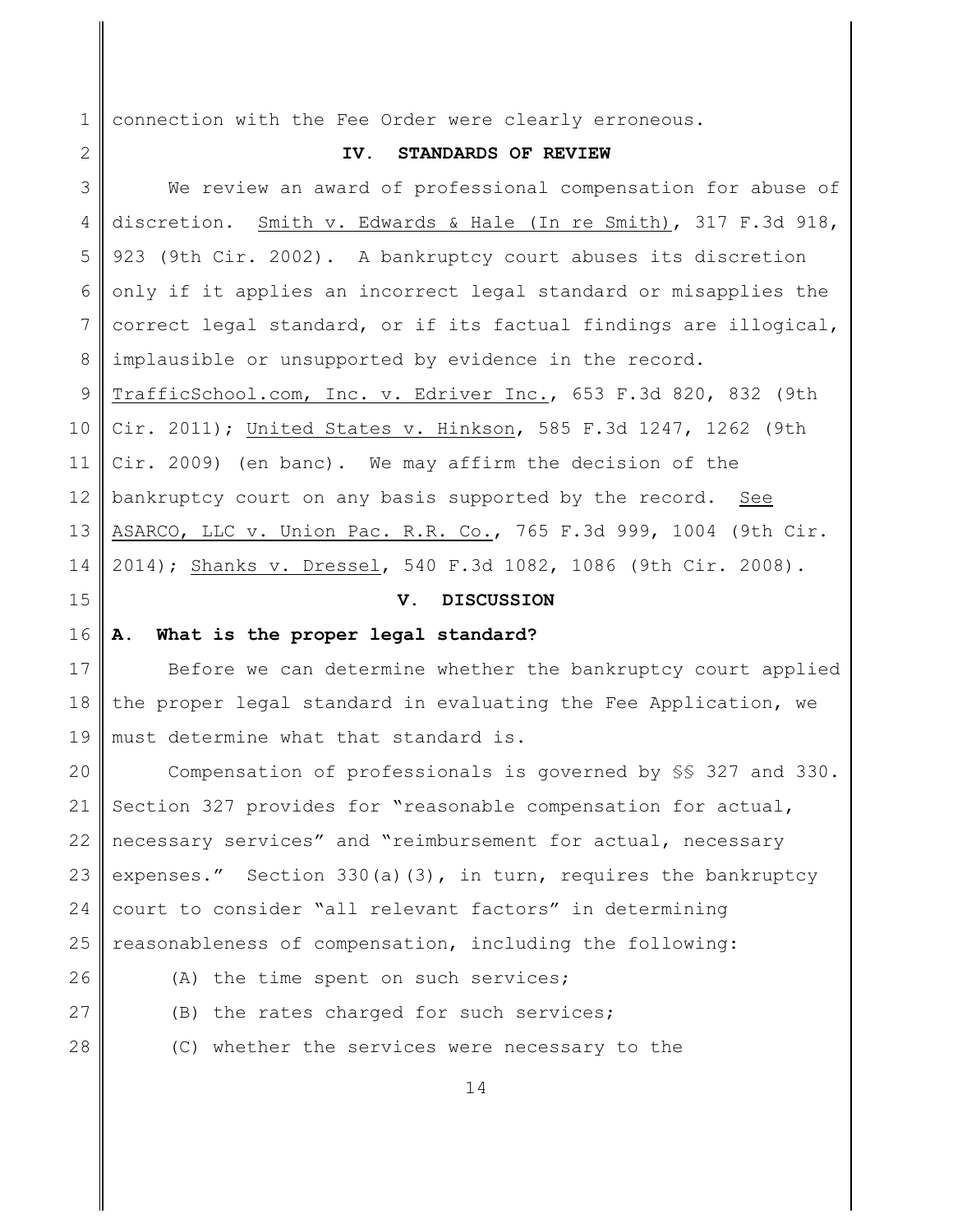connection with the Fee Order were clearly erroneous.

## IV. STANDARDS OF REVIEW

We review an award of professional compensation for abuse of discretion. Smith v. Edwards & Hale (In re Smith), 317 F.3d 918, 923 (9th Cir. 2002). A bankruptcy court abuses its discretion only if it applies an incorrect legal standard or misapplies the correct legal standard, or if its factual findings are illogical, implausible or unsupported by evidence in the record. TrafficSchool.com, Inc. v. Edriver Inc., 653 F.3d 820, 832 (9th Cir. 2011); United States v. Hinkson, 585 F.3d 1247, 1262 (9th Cir. 2009) (en banc). We may affirm the decision of the bankruptcy court on any basis supported by the record. See ASARCO, LLC v. Union Pac. R.R. Co., 765 F.3d 999, 1004 (9th Cir. 2014); Shanks v. Dressel, 540 F.3d 1082, 1086 (9th Cir. 2008).

## V. DISCUSSION

### A. What is the proper legal standard?

Before we can determine whether the bankruptcy court applied the proper legal standard in evaluating the Fee Application, we must determine what that standard is.

Compensation of professionals is governed by §§ 327 and 330. Section 327 provides for "reasonable compensation for actual, necessary services" and "reimbursement for actual, necessary expenses." Section 330(a)(3), in turn, requires the bankruptcy court to consider "all relevant factors" in determining reasonableness of compensation, including the following:

(A) the time spent on such services;

(B) the rates charged for such services;

(C) whether the services were necessary to the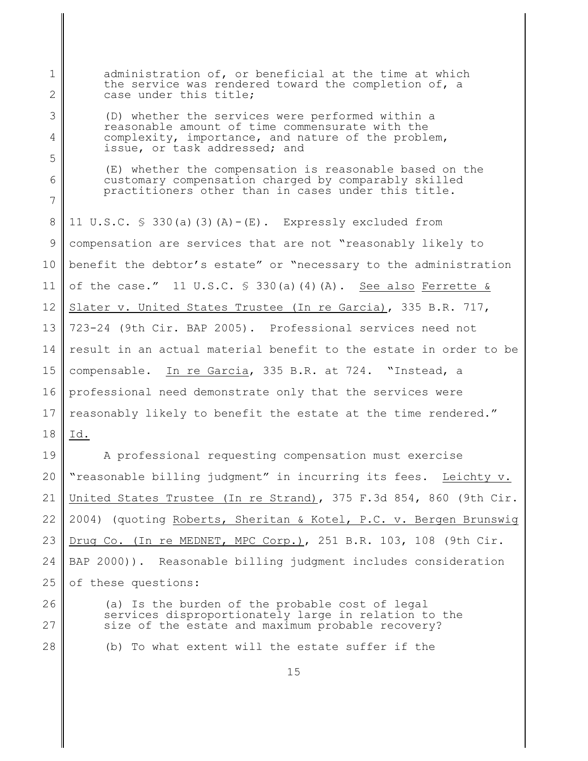> administration of, or beneficial at the time at which the service was rendered toward the completion of, a case under this title;
>
> (D) whether the services were performed within a reasonable amount of time commensurate with the complexity, importance, and nature of the problem, issue, or task addressed; and
>
> (E) whether the compensation is reasonable based on the customary compensation charged by comparably skilled practitioners other than in cases under this title.

11 U.S.C. § 330(a)(3)(A)-(E). Expressly excluded from compensation are services that are not "reasonably likely to benefit the debtor's estate" or "necessary to the administration of the case." 11 U.S.C. § 330(a)(4)(A). See also Ferrette & Slater v. United States Trustee (In re Garcia), 335 B.R. 717, 723-24 (9th Cir. BAP 2005). Professional services need not result in an actual material benefit to the estate in order to be compensable. In re Garcia, 335 B.R. at 724. "Instead, a professional need demonstrate only that the services were reasonably likely to benefit the estate at the time rendered." Id.

A professional requesting compensation must exercise "reasonable billing judgment" in incurring its fees. Leichty v. United States Trustee (In re Strand), 375 F.3d 854, 860 (9th Cir. 2004) (quoting Roberts, Sheritan & Kotel, P.C. v. Bergen Brunswig Drug Co. (In re MEDNET, MPC Corp.), 251 B.R. 103, 108 (9th Cir. BAP 2000)). Reasonable billing judgment includes consideration of these questions:

> (a) Is the burden of the probable cost of legal services disproportionately large in relation to the size of the estate and maximum probable recovery?
>
> (b) To what extent will the estate suffer if the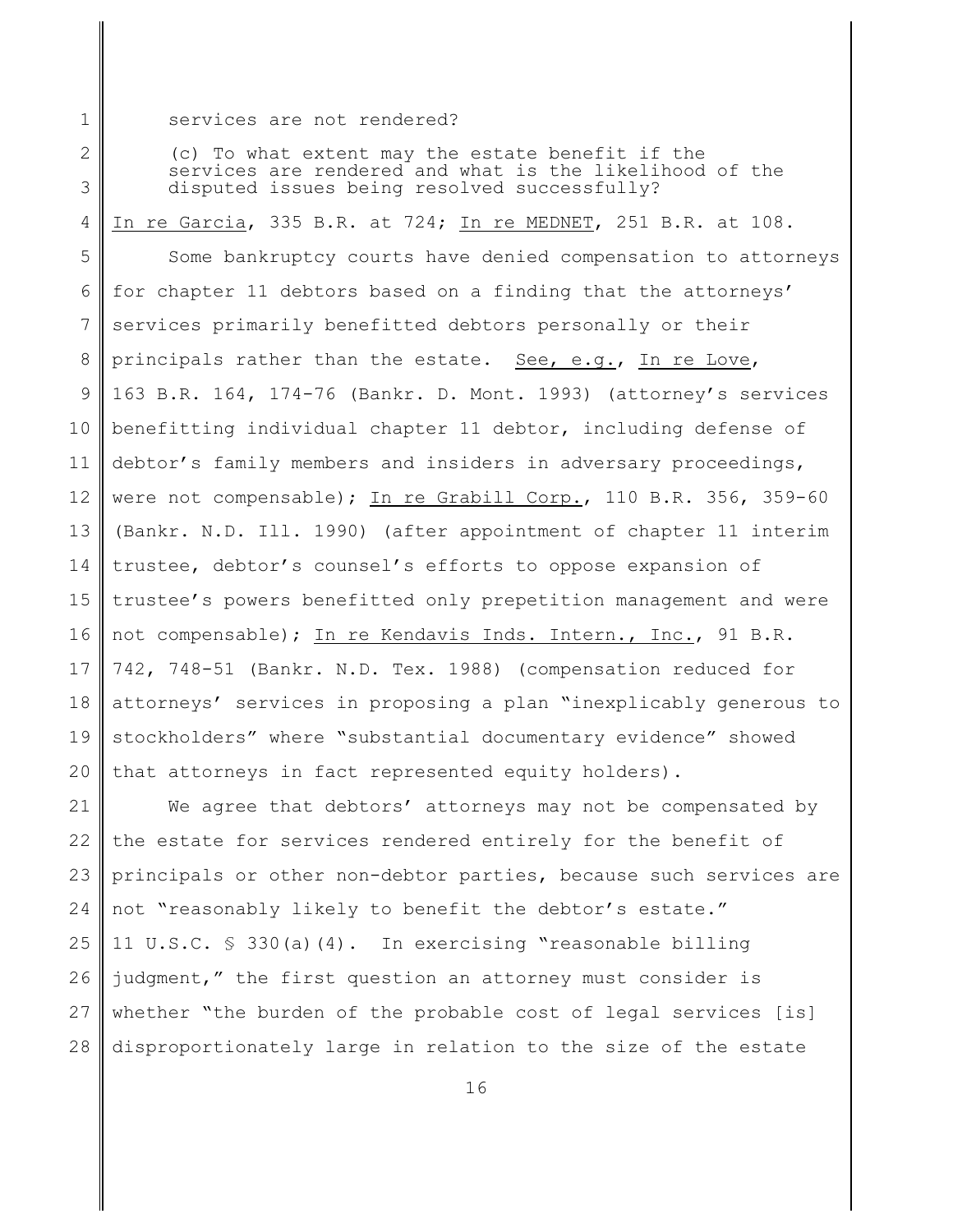services are not rendered?

(c) To what extent may the estate benefit if the services are rendered and what is the likelihood of the disputed issues being resolved successfully?

In re Garcia, 335 B.R. at 724; In re MEDNET, 251 B.R. at 108.

Some bankruptcy courts have denied compensation to attorneys for chapter 11 debtors based on a finding that the attorneys' services primarily benefitted debtors personally or their principals rather than the estate. See, e.g., In re Love, 163 B.R. 164, 174-76 (Bankr. D. Mont. 1993) (attorney's services benefitting individual chapter 11 debtor, including defense of debtor's family members and insiders in adversary proceedings, were not compensable); In re Grabill Corp., 110 B.R. 356, 359-60 (Bankr. N.D. Ill. 1990) (after appointment of chapter 11 interim trustee, debtor's counsel's efforts to oppose expansion of trustee's powers benefitted only prepetition management and were not compensable); In re Kendavis Inds. Intern., Inc., 91 B.R. 742, 748-51 (Bankr. N.D. Tex. 1988) (compensation reduced for attorneys' services in proposing a plan "inexplicably generous to stockholders" where "substantial documentary evidence" showed that attorneys in fact represented equity holders).

We agree that debtors' attorneys may not be compensated by the estate for services rendered entirely for the benefit of principals or other non-debtor parties, because such services are not "reasonably likely to benefit the debtor's estate." 11 U.S.C. § 330(a)(4). In exercising "reasonable billing judgment," the first question an attorney must consider is whether "the burden of the probable cost of legal services [is] disproportionately large in relation to the size of the estate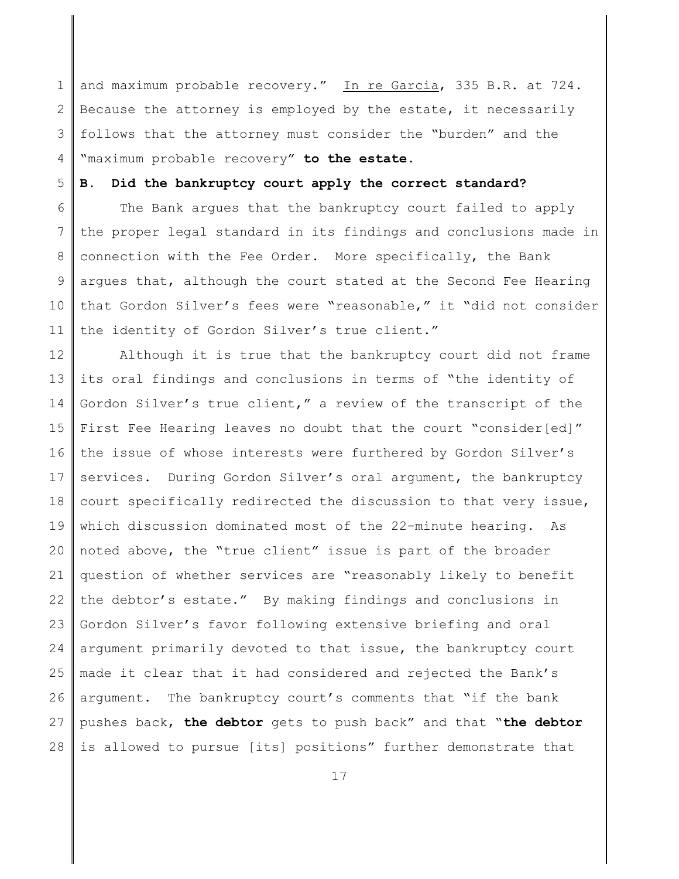and maximum probable recovery." In re Garcia, 335 B.R. at 724. Because the attorney is employed by the estate, it necessarily follows that the attorney must consider the "burden" and the "maximum probable recovery" **to the estate**.

### B. Did the bankruptcy court apply the correct standard?

The Bank argues that the bankruptcy court failed to apply the proper legal standard in its findings and conclusions made in connection with the Fee Order. More specifically, the Bank argues that, although the court stated at the Second Fee Hearing that Gordon Silver's fees were "reasonable," it "did not consider the identity of Gordon Silver's true client."

Although it is true that the bankruptcy court did not frame its oral findings and conclusions in terms of "the identity of Gordon Silver's true client," a review of the transcript of the First Fee Hearing leaves no doubt that the court "consider[ed]" the issue of whose interests were furthered by Gordon Silver's services. During Gordon Silver's oral argument, the bankruptcy court specifically redirected the discussion to that very issue, which discussion dominated most of the 22-minute hearing. As noted above, the "true client" issue is part of the broader question of whether services are "reasonably likely to benefit the debtor's estate." By making findings and conclusions in Gordon Silver's favor following extensive briefing and oral argument primarily devoted to that issue, the bankruptcy court made it clear that it had considered and rejected the Bank's argument. The bankruptcy court's comments that "if the bank pushes back, **the debtor** gets to push back" and that "**the debtor** is allowed to pursue [its] positions" further demonstrate that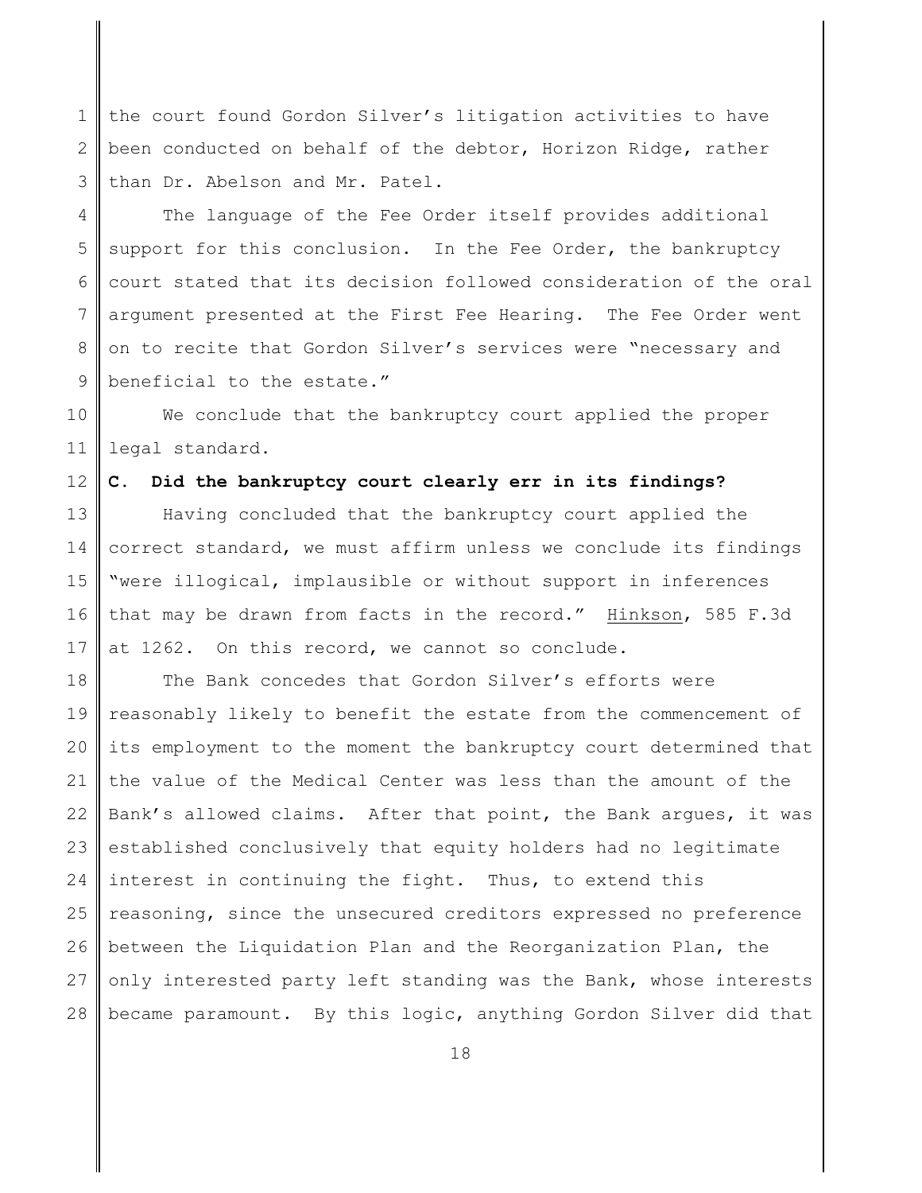the court found Gordon Silver's litigation activities to have been conducted on behalf of the debtor, Horizon Ridge, rather than Dr. Abelson and Mr. Patel.

The language of the Fee Order itself provides additional support for this conclusion. In the Fee Order, the bankruptcy court stated that its decision followed consideration of the oral argument presented at the First Fee Hearing. The Fee Order went on to recite that Gordon Silver's services were "necessary and beneficial to the estate."

We conclude that the bankruptcy court applied the proper legal standard.

**C. Did the bankruptcy court clearly err in its findings?**

Having concluded that the bankruptcy court applied the correct standard, we must affirm unless we conclude its findings "were illogical, implausible or without support in inferences that may be drawn from facts in the record." Hinkson, 585 F.3d at 1262. On this record, we cannot so conclude.

The Bank concedes that Gordon Silver's efforts were reasonably likely to benefit the estate from the commencement of its employment to the moment the bankruptcy court determined that the value of the Medical Center was less than the amount of the Bank's allowed claims. After that point, the Bank argues, it was established conclusively that equity holders had no legitimate interest in continuing the fight. Thus, to extend this reasoning, since the unsecured creditors expressed no preference between the Liquidation Plan and the Reorganization Plan, the only interested party left standing was the Bank, whose interests became paramount. By this logic, anything Gordon Silver did that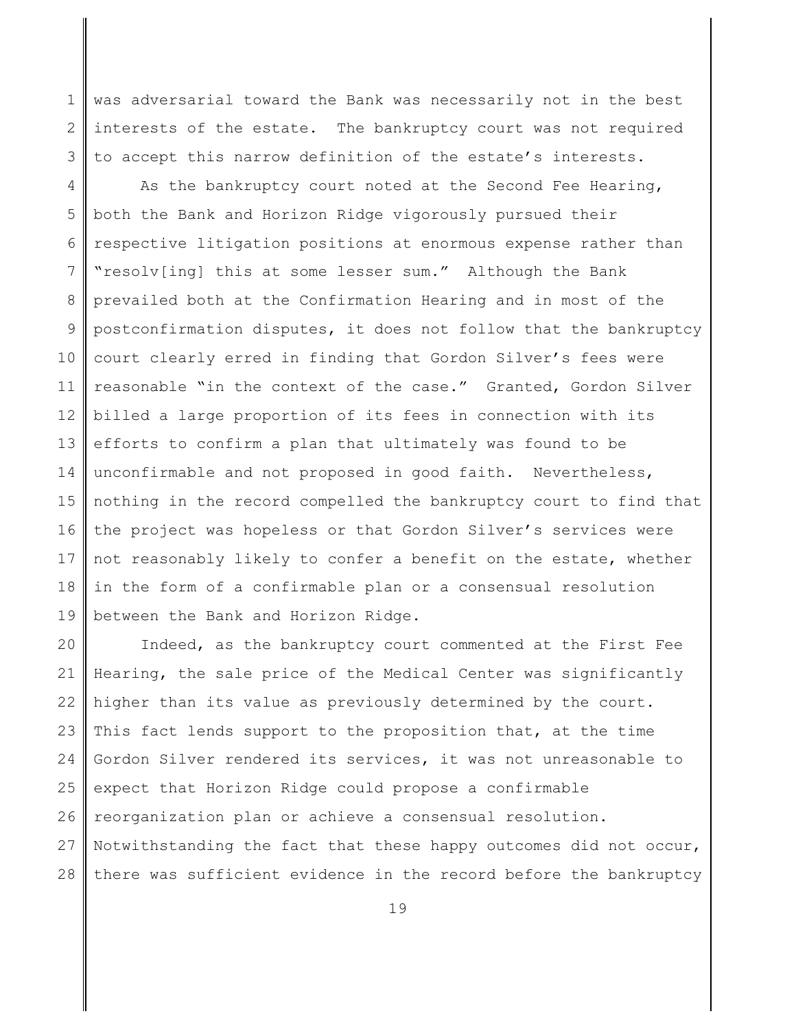was adversarial toward the Bank was necessarily not in the best interests of the estate. The bankruptcy court was not required to accept this narrow definition of the estate's interests.

As the bankruptcy court noted at the Second Fee Hearing, both the Bank and Horizon Ridge vigorously pursued their respective litigation positions at enormous expense rather than "resolv[ing] this at some lesser sum." Although the Bank prevailed both at the Confirmation Hearing and in most of the postconfirmation disputes, it does not follow that the bankruptcy court clearly erred in finding that Gordon Silver's fees were reasonable "in the context of the case." Granted, Gordon Silver billed a large proportion of its fees in connection with its efforts to confirm a plan that ultimately was found to be unconfirmable and not proposed in good faith. Nevertheless, nothing in the record compelled the bankruptcy court to find that the project was hopeless or that Gordon Silver's services were not reasonably likely to confer a benefit on the estate, whether in the form of a confirmable plan or a consensual resolution between the Bank and Horizon Ridge.

Indeed, as the bankruptcy court commented at the First Fee Hearing, the sale price of the Medical Center was significantly higher than its value as previously determined by the court. This fact lends support to the proposition that, at the time Gordon Silver rendered its services, it was not unreasonable to expect that Horizon Ridge could propose a confirmable reorganization plan or achieve a consensual resolution. Notwithstanding the fact that these happy outcomes did not occur, there was sufficient evidence in the record before the bankruptcy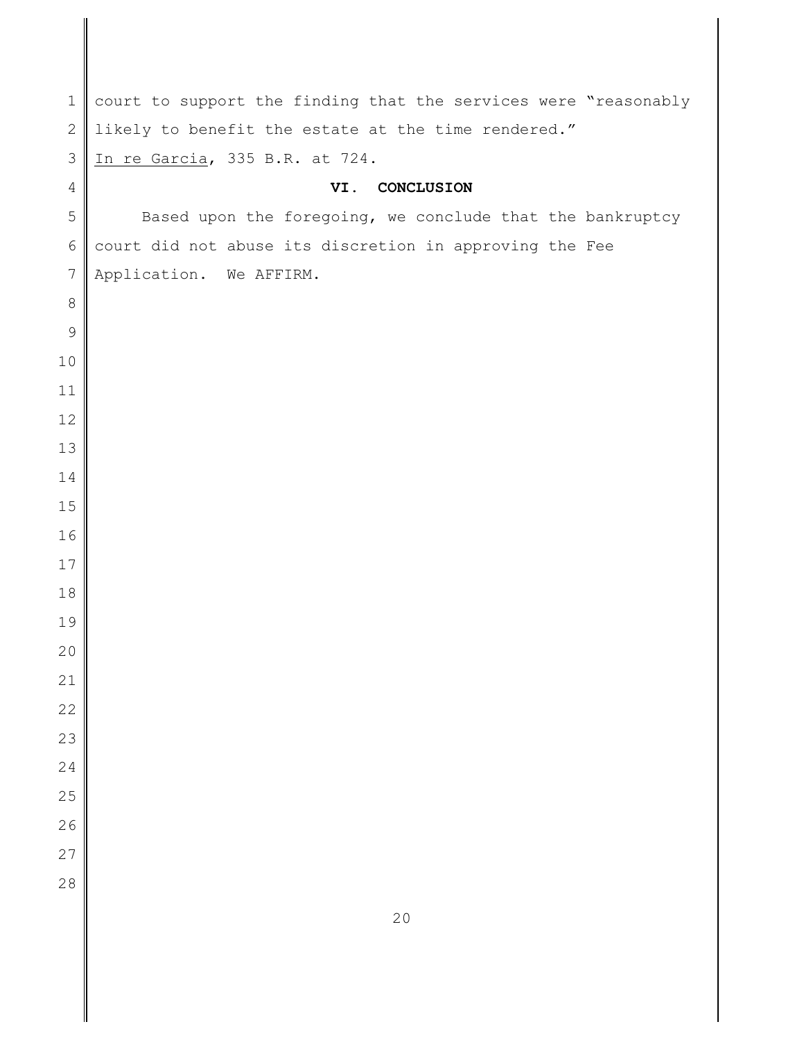court to support the finding that the services were "reasonably likely to benefit the estate at the time rendered." In re Garcia, 335 B.R. at 724.

## VI. CONCLUSION

Based upon the foregoing, we conclude that the bankruptcy court did not abuse its discretion in approving the Fee Application. We AFFIRM.